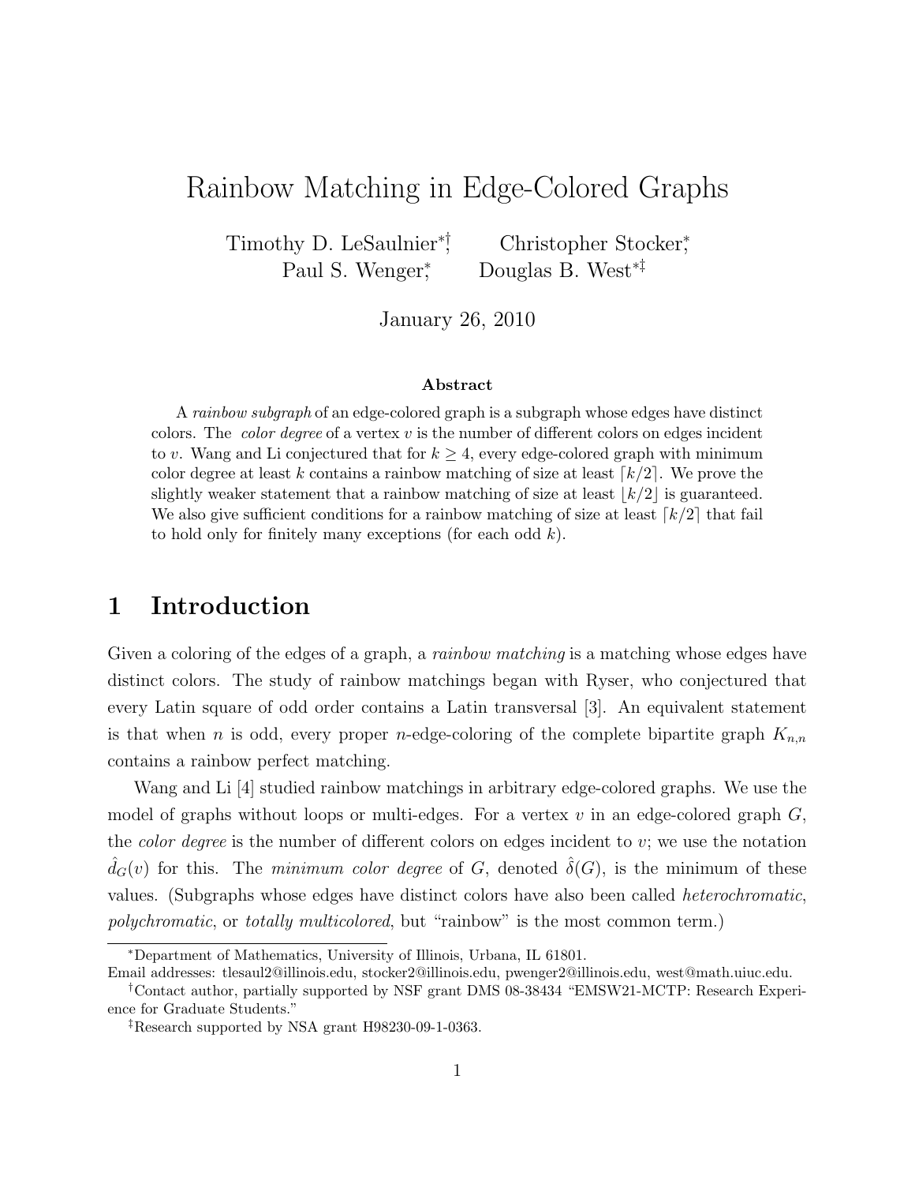# Rainbow Matching in Edge-Colored Graphs

Timothy D. LeSaulnier[*,†], Christopher Stocker[*], Paul S. Wenger[*], Douglas B. West[*‡]

January 26, 2010

### Abstract

A *rainbow subgraph* of an edge-colored graph is a subgraph whose edges have distinct colors. The *color degree* of a vertex $v$ is the number of different colors on edges incident to $v$. Wang and Li conjectured that for $k \geq 4$, every edge-colored graph with minimum color degree at least $k$ contains a rainbow matching of size at least $\lceil k/2 \rceil$. We prove the slightly weaker statement that a rainbow matching of size at least $\lfloor k/2 \rfloor$ is guaranteed. We also give sufficient conditions for a rainbow matching of size at least $\lceil k/2 \rceil$ that fail to hold only for finitely many exceptions (for each odd $k$).

## 1 Introduction

Given a coloring of the edges of a graph, a *rainbow matching* is a matching whose edges have distinct colors. The study of rainbow matchings began with Ryser, who conjectured that every Latin square of odd order contains a Latin transversal [3]. An equivalent statement is that when $n$ is odd, every proper $n$-edge-coloring of the complete bipartite graph $K_{n,n}$ contains a rainbow perfect matching.

Wang and Li [4] studied rainbow matchings in arbitrary edge-colored graphs. We use the model of graphs without loops or multi-edges. For a vertex $v$ in an edge-colored graph $G$, the *color degree* is the number of different colors on edges incident to $v$; we use the notation $\hat{d}_G(v)$ for this. The *minimum color degree* of $G$, denoted $\hat{\delta}(G)$, is the minimum of these values. (Subgraphs whose edges have distinct colors have also been called *heterochromatic*, *polychromatic*, or *totally multicolored*, but "rainbow" is the most common term.)

---

[*] Department of Mathematics, University of Illinois, Urbana, IL 61801.
Email addresses: tlesaul2@illinois.edu, stocker2@illinois.edu, pwenger2@illinois.edu, west@math.uiuc.edu.

[†] Contact author, partially supported by NSF grant DMS 08-38434 "EMSW21-MCTP: Research Experience for Graduate Students."

[‡] Research supported by NSA grant H98230-09-1-0363.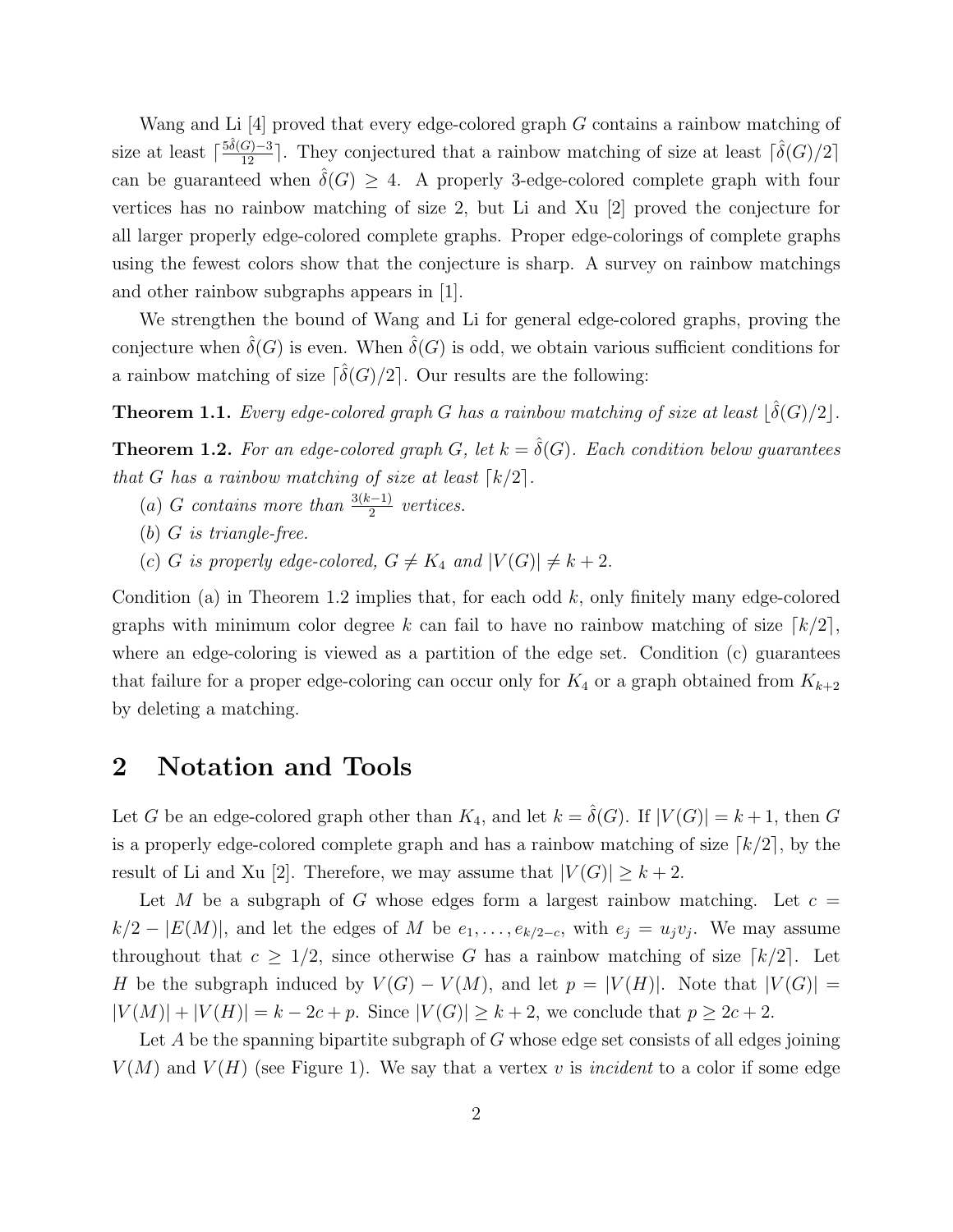Wang and Li [4] proved that every edge-colored graph $G$ contains a rainbow matching of size at least $\lceil \frac{5\hat{\delta}(G)-3}{12} \rceil$. They conjectured that a rainbow matching of size at least $\lceil \hat{\delta}(G)/2 \rceil$ can be guaranteed when $\hat{\delta}(G) \geq 4$. A properly 3-edge-colored complete graph with four vertices has no rainbow matching of size 2, but Li and Xu [2] proved the conjecture for all larger properly edge-colored complete graphs. Proper edge-colorings of complete graphs using the fewest colors show that the conjecture is sharp. A survey on rainbow matchings and other rainbow subgraphs appears in [1].

We strengthen the bound of Wang and Li for general edge-colored graphs, proving the conjecture when $\hat{\delta}(G)$ is even. When $\hat{\delta}(G)$ is odd, we obtain various sufficient conditions for a rainbow matching of size $\lceil \hat{\delta}(G)/2 \rceil$. Our results are the following:

**Theorem 1.1.** *Every edge-colored graph $G$ has a rainbow matching of size at least $\lfloor \hat{\delta}(G)/2 \rfloor$.*

**Theorem 1.2.** *For an edge-colored graph $G$, let $k = \hat{\delta}(G)$. Each condition below guarantees that $G$ has a rainbow matching of size at least $\lceil k/2 \rceil$.*

*(a) $G$ contains more than $\frac{3(k-1)}{2}$ vertices.*

*(b) $G$ is triangle-free.*

*(c) $G$ is properly edge-colored, $G \neq K_4$ and $|V(G)| \neq k+2$.*

Condition (a) in Theorem 1.2 implies that, for each odd $k$, only finitely many edge-colored graphs with minimum color degree $k$ can fail to have no rainbow matching of size $\lceil k/2 \rceil$, where an edge-coloring is viewed as a partition of the edge set. Condition (c) guarantees that failure for a proper edge-coloring can occur only for $K_4$ or a graph obtained from $K_{k+2}$ by deleting a matching.

## 2 Notation and Tools

Let $G$ be an edge-colored graph other than $K_4$, and let $k = \hat{\delta}(G)$. If $|V(G)| = k+1$, then $G$ is a properly edge-colored complete graph and has a rainbow matching of size $\lceil k/2 \rceil$, by the result of Li and Xu [2]. Therefore, we may assume that $|V(G)| \geq k+2$.

Let $M$ be a subgraph of $G$ whose edges form a largest rainbow matching. Let $c = k/2 - |E(M)|$, and let the edges of $M$ be $e_1, \ldots, e_{k/2-c}$, with $e_j = u_j v_j$. We may assume throughout that $c \geq 1/2$, since otherwise $G$ has a rainbow matching of size $\lceil k/2 \rceil$. Let $H$ be the subgraph induced by $V(G) - V(M)$, and let $p = |V(H)|$. Note that $|V(G)| = |V(M)| + |V(H)| = k - 2c + p$. Since $|V(G)| \geq k+2$, we conclude that $p \geq 2c+2$.

Let $A$ be the spanning bipartite subgraph of $G$ whose edge set consists of all edges joining $V(M)$ and $V(H)$ (see Figure 1). We say that a vertex $v$ is *incident* to a color if some edge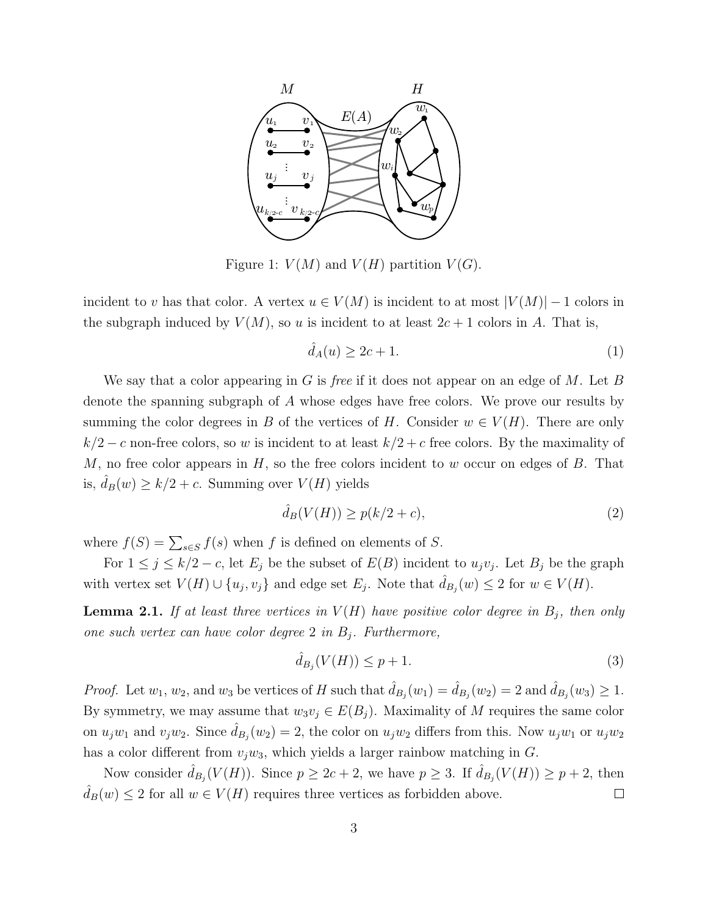Figure 1: $V(M)$ and $V(H)$ partition $V(G)$.

incident to $v$ has that color. A vertex $u \in V(M)$ is incident to at most $|V(M)|-1$ colors in the subgraph induced by $V(M)$, so $u$ is incident to at least $2c+1$ colors in $A$. That is,

$$\hat{d}_A(u) \geq 2c+1. \tag{1}$$

We say that a color appearing in $G$ is *free* if it does not appear on an edge of $M$. Let $B$ denote the spanning subgraph of $A$ whose edges have free colors. We prove our results by summing the color degrees in $B$ of the vertices of $H$. Consider $w \in V(H)$. There are only $k/2-c$ non-free colors, so $w$ is incident to at least $k/2+c$ free colors. By the maximality of $M$, no free color appears in $H$, so the free colors incident to $w$ occur on edges of $B$. That is, $\hat{d}_B(w) \geq k/2+c$. Summing over $V(H)$ yields

$$\hat{d}_B(V(H)) \geq p(k/2+c), \tag{2}$$

where $f(S) = \sum_{s \in S} f(s)$ when $f$ is defined on elements of $S$.

For $1 \leq j \leq k/2-c$, let $E_j$ be the subset of $E(B)$ incident to $u_jv_j$. Let $B_j$ be the graph with vertex set $V(H) \cup \{u_j, v_j\}$ and edge set $E_j$. Note that $\hat{d}_{B_j}(w) \leq 2$ for $w \in V(H)$.

**Lemma 2.1.** *If at least three vertices in $V(H)$ have positive color degree in $B_j$, then only one such vertex can have color degree 2 in $B_j$. Furthermore,*

$$\hat{d}_{B_j}(V(H)) \leq p+1. \tag{3}$$

*Proof.* Let $w_1$, $w_2$, and $w_3$ be vertices of $H$ such that $\hat{d}_{B_j}(w_1) = \hat{d}_{B_j}(w_2) = 2$ and $\hat{d}_{B_j}(w_3) \geq 1$. By symmetry, we may assume that $w_3v_j \in E(B_j)$. Maximality of $M$ requires the same color on $u_jw_1$ and $v_jw_2$. Since $\hat{d}_{B_j}(w_2) = 2$, the color on $u_jw_2$ differs from this. Now $u_jw_1$ or $u_jw_2$ has a color different from $v_jw_3$, which yields a larger rainbow matching in $G$.

Now consider $\hat{d}_{B_j}(V(H))$. Since $p \geq 2c+2$, we have $p \geq 3$. If $\hat{d}_{B_j}(V(H)) \geq p+2$, then $\hat{d}_B(w) \leq 2$ for all $w \in V(H)$ requires three vertices as forbidden above. $\square$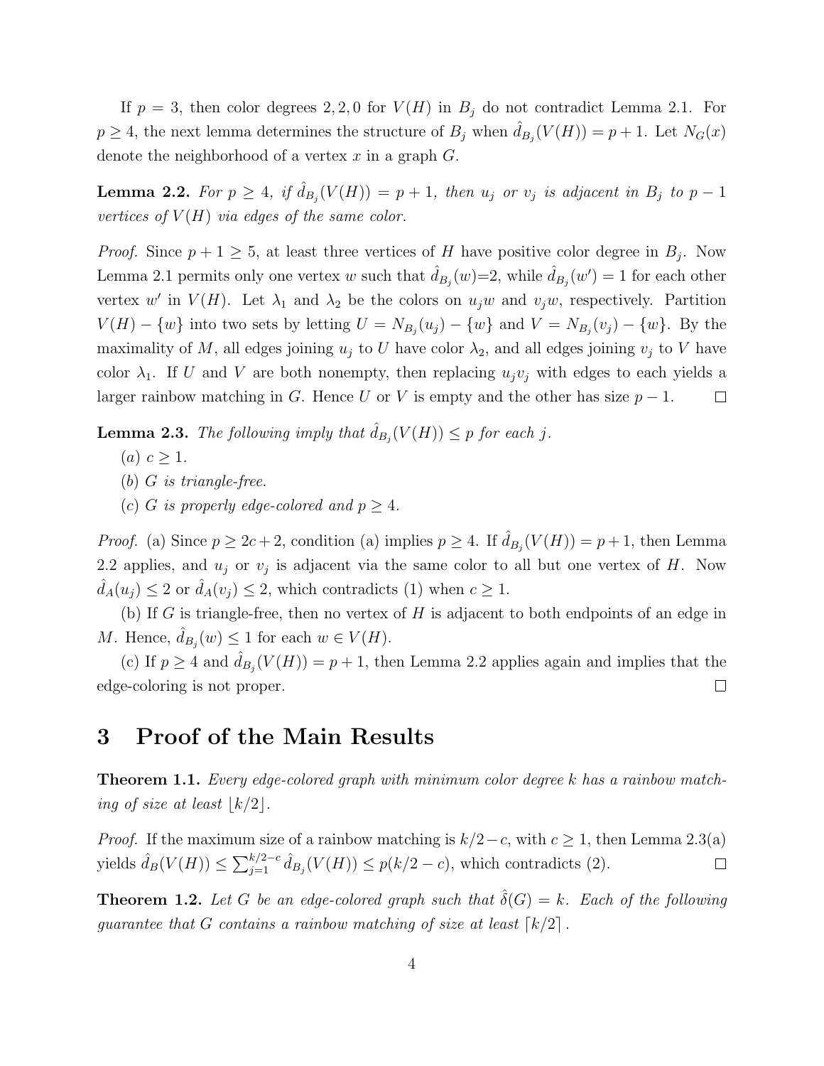If $p = 3$, then color degrees $2, 2, 0$ for $V(H)$ in $B_j$ do not contradict Lemma 2.1. For $p \geq 4$, the next lemma determines the structure of $B_j$ when $\hat{d}_{B_j}(V(H)) = p + 1$. Let $N_G(x)$ denote the neighborhood of a vertex $x$ in a graph $G$.

**Lemma 2.2.** *For $p \geq 4$, if $\hat{d}_{B_j}(V(H)) = p + 1$, then $u_j$ or $v_j$ is adjacent in $B_j$ to $p - 1$ vertices of $V(H)$ via edges of the same color.*

*Proof.* Since $p + 1 \geq 5$, at least three vertices of $H$ have positive color degree in $B_j$. Now Lemma 2.1 permits only one vertex $w$ such that $\hat{d}_{B_j}(w)$=2, while $\hat{d}_{B_j}(w') = 1$ for each other vertex $w'$ in $V(H)$. Let $\lambda_1$ and $\lambda_2$ be the colors on $u_j w$ and $v_j w$, respectively. Partition $V(H) - \{w\}$ into two sets by letting $U = N_{B_j}(u_j) - \{w\}$ and $V = N_{B_j}(v_j) - \{w\}$. By the maximality of $M$, all edges joining $u_j$ to $U$ have color $\lambda_2$, and all edges joining $v_j$ to $V$ have color $\lambda_1$. If $U$ and $V$ are both nonempty, then replacing $u_j v_j$ with edges to each yields a larger rainbow matching in $G$. Hence $U$ or $V$ is empty and the other has size $p - 1$. $\square$

**Lemma 2.3.** *The following imply that $\hat{d}_{B_j}(V(H)) \leq p$ for each $j$.*

(*a*) *$c \geq 1$.*

(*b*) *$G$ is triangle-free.*

(*c*) *$G$ is properly edge-colored and $p \geq 4$.*

*Proof.* (a) Since $p \geq 2c+2$, condition (a) implies $p \geq 4$. If $\hat{d}_{B_j}(V(H)) = p+1$, then Lemma 2.2 applies, and $u_j$ or $v_j$ is adjacent via the same color to all but one vertex of $H$. Now $\hat{d}_A(u_j) \leq 2$ or $\hat{d}_A(v_j) \leq 2$, which contradicts (1) when $c \geq 1$.

(b) If $G$ is triangle-free, then no vertex of $H$ is adjacent to both endpoints of an edge in $M$. Hence, $\hat{d}_{B_j}(w) \leq 1$ for each $w \in V(H)$.

(c) If $p \geq 4$ and $\hat{d}_{B_j}(V(H)) = p + 1$, then Lemma 2.2 applies again and implies that the edge-coloring is not proper. $\square$

# 3 Proof of the Main Results

**Theorem 1.1.** *Every edge-colored graph with minimum color degree $k$ has a rainbow matching of size at least $\lfloor k/2 \rfloor$.*

*Proof.* If the maximum size of a rainbow matching is $k/2 - c$, with $c \geq 1$, then Lemma 2.3(a) yields $\hat{d}_B(V(H)) \leq \sum_{j=1}^{k/2-c} \hat{d}_{B_j}(V(H)) \leq p(k/2 - c)$, which contradicts (2). $\square$

**Theorem 1.2.** *Let $G$ be an edge-colored graph such that $\hat{\delta}(G) = k$. Each of the following guarantee that $G$ contains a rainbow matching of size at least $\lceil k/2 \rceil$.*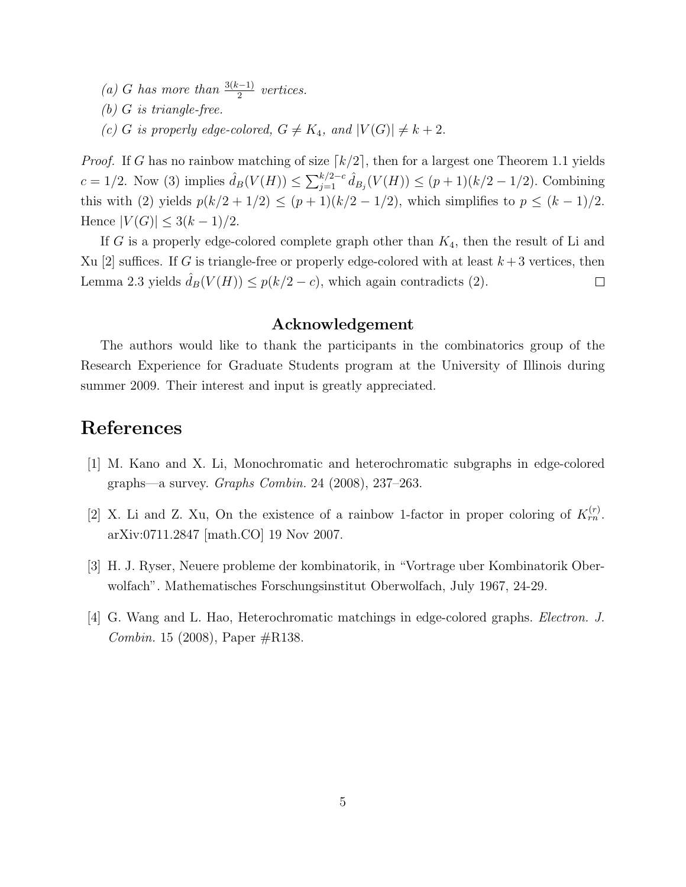*(a) $G$ has more than $\frac{3(k-1)}{2}$ vertices.*

*(b) $G$ is triangle-free.*

*(c) $G$ is properly edge-colored, $G \neq K_4$, and $|V(G)| \neq k+2$.*

*Proof.* If $G$ has no rainbow matching of size $\lceil k/2 \rceil$, then for a largest one Theorem 1.1 yields $c = 1/2$. Now (3) implies $\hat{d}_B(V(H)) \leq \sum_{j=1}^{k/2-c} \hat{d}_{B_j}(V(H)) \leq (p+1)(k/2 - 1/2)$. Combining this with (2) yields $p(k/2 + 1/2) \leq (p+1)(k/2 - 1/2)$, which simplifies to $p \leq (k-1)/2$. Hence $|V(G)| \leq 3(k-1)/2$.

If $G$ is a properly edge-colored complete graph other than $K_4$, then the result of Li and Xu [2] suffices. If $G$ is triangle-free or properly edge-colored with at least $k+3$ vertices, then Lemma 2.3 yields $\hat{d}_B(V(H)) \leq p(k/2 - c)$, which again contradicts (2). $\square$

## Acknowledgement

The authors would like to thank the participants in the combinatorics group of the Research Experience for Graduate Students program at the University of Illinois during summer 2009. Their interest and input is greatly appreciated.

# References

[1] M. Kano and X. Li, Monochromatic and heterochromatic subgraphs in edge-colored graphs—a survey. *Graphs Combin.* 24 (2008), 237–263.

[2] X. Li and Z. Xu, On the existence of a rainbow 1-factor in proper coloring of $K_{rn}^{(r)}$. arXiv:0711.2847 [math.CO] 19 Nov 2007.

[3] H. J. Ryser, Neuere probleme der kombinatorik, in "Vortrage uber Kombinatorik Oberwolfach". Mathematisches Forschungsinstitut Oberwolfach, July 1967, 24-29.

[4] G. Wang and L. Hao, Heterochromatic matchings in edge-colored graphs. *Electron. J. Combin.* 15 (2008), Paper #R138.